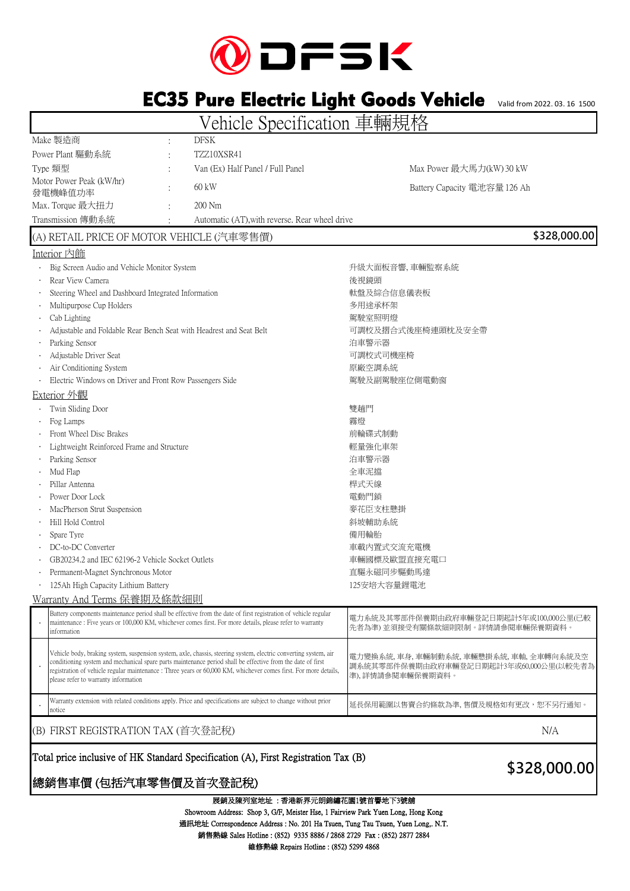# DFSK

## EC35 Pure Electric Light Goods Vehicle

Valid from 2022. 03. 16 1500

## Vehicle Specification 車輛規格

| | | | |
|---|---|---|---|
| Make 製造商 | : | DFSK | |
| Power Plant 驅動系統 | : | TZZ10XSR41 | |
| Type 類型 | : | Van (Ex) Half Panel / Full Panel | Max Power 最大馬力(kW) 30 kW |
| Motor Power Peak (kW/hr) 發電機峰值功率 | : | 60 kW | Battery Capacity 電池容量 126 Ah |
| Max. Torque 最大扭力 | : | 200 Nm | |
| Transmission 傳動系統 | : | Automatic (AT),with reverse. Rear wheel drive | |

### (A) RETAIL PRICE OF MOTOR VEHICLE (汽車零售價) — $328,000.00

#### Interior 內飾

- Big Screen Audio and Vehicle Monitor System — 升級大面板音響, 車輛監察系統
- Rear View Camera — 後視鏡頭
- Steering Wheel and Dashboard Integrated Information — 軚盤及綜合信息儀表板
- Multipurpose Cup Holders — 多用途承杯架
- Cab Lighting — 駕駛室照明燈
- Adjustable and Foldable Rear Bench Seat with Headrest and Seat Belt — 可調校及摺合式後座椅連頭枕及安全帶
- Parking Sensor — 泊車警示器
- Adjustable Driver Seat — 可調校式司機座椅
- Air Conditioning System — 原廠空調系統
- Electric Windows on Driver and Front Row Passengers Side — 駕駛及副駕駛座位側電動窗

#### Exterior 外觀

- Twin Sliding Door — 雙趟門
- Fog Lamps — 霧燈
- Front Wheel Disc Brakes — 前輪碟式制動
- Lightweight Reinforced Frame and Structure — 輕量強化車架
- Parking Sensor — 泊車警示器
- Mud Flap — 全車泥擋
- Pillar Antenna — 桿式天線
- Power Door Lock — 電動門鎖
- MacPherson Strut Suspension — 麥花臣支柱懸掛
- Hill Hold Control — 斜坡輔助系統
- Spare Tyre — 備用輪胎
- DC-to-DC Converter — 車載內置式交流充電機
- GB20234.2 and IEC 62196-2 Vehicle Socket Outlets — 車輛國標及歐盟直接充電口
- Permanent-Magnet Synchronous Motor — 直驅永磁同步驅動馬達
- 125Ah High Capacity Lithium Battery — 125安培大容量鋰電池

#### Warranty And Terms 保養期及條款細則

| | | |
|---|---|---|
| · | Battery components maintenance period shall be effective from the date of first registration of vehicle regular maintenance : Five years or 100,000 KM, whichever comes first. For more details, please refer to warranty information | 電力系統及其零部件保養期由政府車輛登記日期起計5年或100,000公里(已較先者為準) 並須接受有關條款細則限制。詳情請參閱車輛保養期資料。 |
| · | Vehicle body, braking system, suspension system, axle, chassis, steering system, electric converting system, air conditioning system and mechanical spare parts maintenance period shall be effective from the date of first registration of vehicle regular maintenance : Three years or 60,000 KM, whichever comes first. For more details, please refer to warranty information | 電力變換系統, 車身, 車輛制動系統, 車輛懸掛系統, 車軸, 全車轉向系統及空調系統其零部件保養期由政府車輛登記日期起計3年或60,000公里(以較先者為準), 詳情請參閱車輛保養期資料。 |
| · | Warranty extension with related conditions apply. Price and specifications are subject to change without prior notice | 延長保用範圍以售賣合約條款為準, 售價及規格如有更改，恕不另行通知。 |

### (B) FIRST REGISTRATION TAX (首次登記稅) — N/A

### Total price inclusive of HK Standard Specification (A), First Registration Tax (B)
### 總銷售車價 (包括汽車零售價及首次登記稅) — $328,000.00

**展銷及陳列室地址 ：香港新界元朗錦繡花園1號首響地下3號舖**

Showroom Address: Shop 3, G/F, Meister Hse, 1 Fairview Park Yuen Long, Hong Kong

通訊地址 Correspondence Address : No. 201 Ha Tsuen, Tung Tau Tsuen, Yuen Long,. N.T.

**銷售熱線 Sales Hotline : (852) 9335 8886 / 2868 2729 Fax : (852) 2877 2884**

**維修熱線 Repairs Hotline : (852) 5299 4868**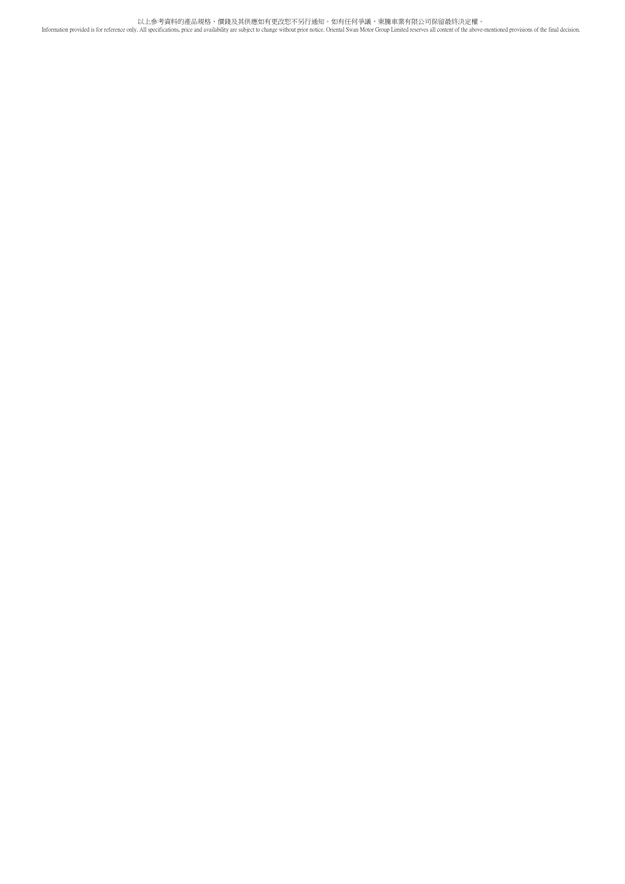以上參考資料的產品規格、價錢及其供應如有更改恕不另行通知。如有任何爭議，東騰車業有限公司保留最終決定權。

Information provided is for reference only. All specifications, price and availability are subject to change without prior notice. Oriental Swan Motor Group Limited reserves all content of the above-mentioned provisions of the final decision.